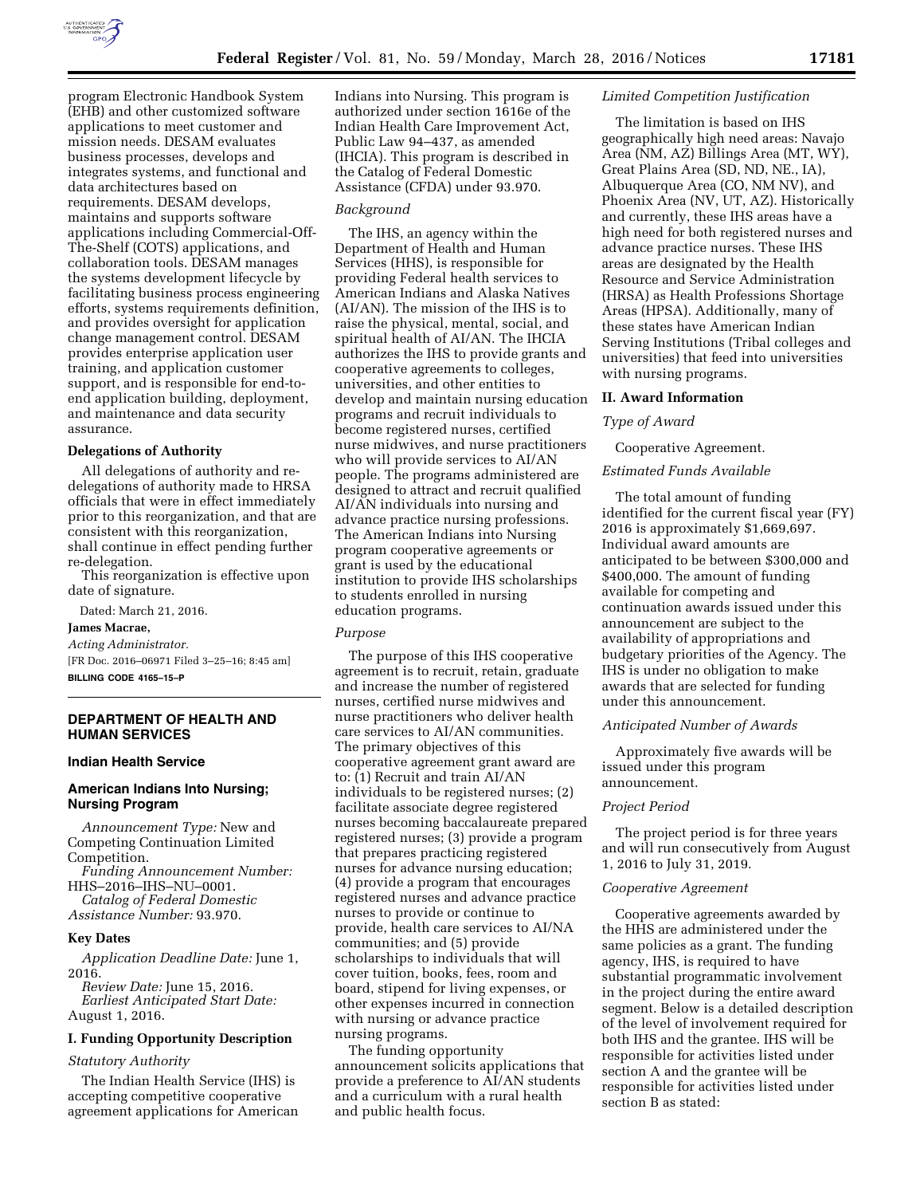program Electronic Handbook System (EHB) and other customized software applications to meet customer and mission needs. DESAM evaluates business processes, develops and integrates systems, and functional and data architectures based on requirements. DESAM develops, maintains and supports software applications including Commercial-Off-The-Shelf (COTS) applications, and collaboration tools. DESAM manages the systems development lifecycle by facilitating business process engineering efforts, systems requirements definition, and provides oversight for application change management control. DESAM provides enterprise application user training, and application customer support, and is responsible for end-to-end application building, deployment, and maintenance and data security assurance.

**Delegations of Authority**

All delegations of authority and re-delegations of authority made to HRSA officials that were in effect immediately prior to this reorganization, and that are consistent with this reorganization, shall continue in effect pending further re-delegation.

This reorganization is effective upon date of signature.

Dated: March 21, 2016.

**James Macrae,**

*Acting Administrator.*

[FR Doc. 2016–06971 Filed 3–25–16; 8:45 am]

**BILLING CODE 4165–15–P**

---

## DEPARTMENT OF HEALTH AND HUMAN SERVICES

### Indian Health Service

### American Indians Into Nursing; Nursing Program

*Announcement Type:* New and Competing Continuation Limited Competition.

*Funding Announcement Number:* HHS–2016–IHS–NU–0001.

*Catalog of Federal Domestic Assistance Number:* 93.970.

**Key Dates**

*Application Deadline Date:* June 1, 2016.

*Review Date:* June 15, 2016.

*Earliest Anticipated Start Date:* August 1, 2016.

**I. Funding Opportunity Description**

*Statutory Authority*

The Indian Health Service (IHS) is accepting competitive cooperative agreement applications for American Indians into Nursing. This program is authorized under section 1616e of the Indian Health Care Improvement Act, Public Law 94–437, as amended (IHCIA). This program is described in the Catalog of Federal Domestic Assistance (CFDA) under 93.970.

*Background*

The IHS, an agency within the Department of Health and Human Services (HHS), is responsible for providing Federal health services to American Indians and Alaska Natives (AI/AN). The mission of the IHS is to raise the physical, mental, social, and spiritual health of AI/AN. The IHCIA authorizes the IHS to provide grants and cooperative agreements to colleges, universities, and other entities to develop and maintain nursing education programs and recruit individuals to become registered nurses, certified nurse midwives, and nurse practitioners who will provide services to AI/AN people. The programs administered are designed to attract and recruit qualified AI/AN individuals into nursing and advance practice nursing professions. The American Indians into Nursing program cooperative agreements or grant is used by the educational institution to provide IHS scholarships to students enrolled in nursing education programs.

*Purpose*

The purpose of this IHS cooperative agreement is to recruit, retain, graduate and increase the number of registered nurses, certified nurse midwives and nurse practitioners who deliver health care services to AI/AN communities. The primary objectives of this cooperative agreement grant award are to: (1) Recruit and train AI/AN individuals to be registered nurses; (2) facilitate associate degree registered nurses becoming baccalaureate prepared registered nurses; (3) provide a program that prepares practicing registered nurses for advance nursing education; (4) provide a program that encourages registered nurses and advance practice nurses to provide or continue to provide, health care services to AI/NA communities; and (5) provide scholarships to individuals that will cover tuition, books, fees, room and board, stipend for living expenses, or other expenses incurred in connection with nursing or advance practice nursing programs.

The funding opportunity announcement solicits applications that provide a preference to AI/AN students and a curriculum with a rural health and public health focus.

*Limited Competition Justification*

The limitation is based on IHS geographically high need areas: Navajo Area (NM, AZ) Billings Area (MT, WY), Great Plains Area (SD, ND, NE., IA), Albuquerque Area (CO, NM NV), and Phoenix Area (NV, UT, AZ). Historically and currently, these IHS areas have a high need for both registered nurses and advance practice nurses. These IHS areas are designated by the Health Resource and Service Administration (HRSA) as Health Professions Shortage Areas (HPSA). Additionally, many of these states have American Indian Serving Institutions (Tribal colleges and universities) that feed into universities with nursing programs.

**II. Award Information**

*Type of Award*

Cooperative Agreement.

*Estimated Funds Available*

The total amount of funding identified for the current fiscal year (FY) 2016 is approximately $1,669,697. Individual award amounts are anticipated to be between $300,000 and $400,000. The amount of funding available for competing and continuation awards issued under this announcement are subject to the availability of appropriations and budgetary priorities of the Agency. The IHS is under no obligation to make awards that are selected for funding under this announcement.

*Anticipated Number of Awards*

Approximately five awards will be issued under this program announcement.

*Project Period*

The project period is for three years and will run consecutively from August 1, 2016 to July 31, 2019.

*Cooperative Agreement*

Cooperative agreements awarded by the HHS are administered under the same policies as a grant. The funding agency, IHS, is required to have substantial programmatic involvement in the project during the entire award segment. Below is a detailed description of the level of involvement required for both IHS and the grantee. IHS will be responsible for activities listed under section A and the grantee will be responsible for activities listed under section B as stated: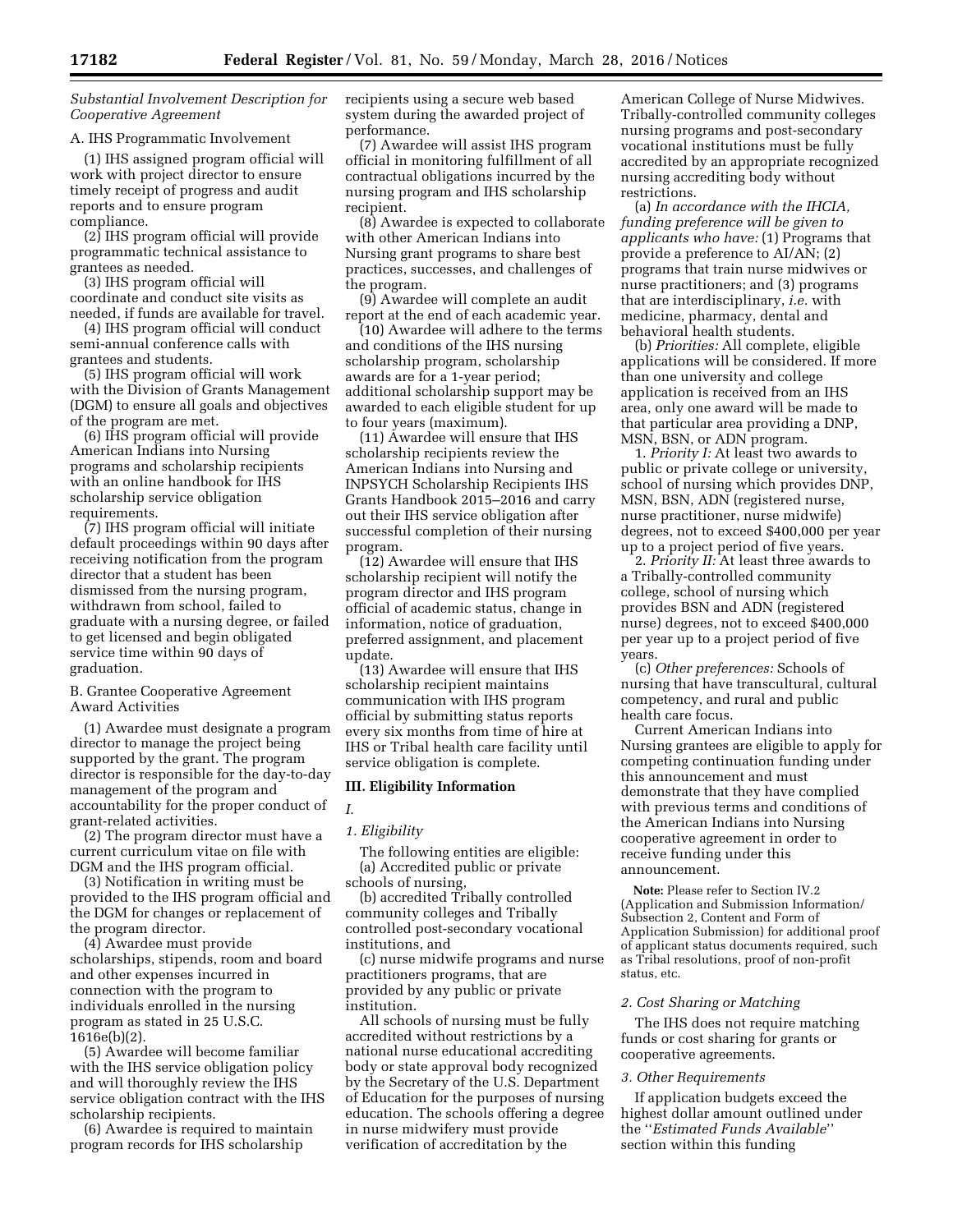*Substantial Involvement Description for Cooperative Agreement*

A. IHS Programmatic Involvement

(1) IHS assigned program official will work with project director to ensure timely receipt of progress and audit reports and to ensure program compliance.

(2) IHS program official will provide programmatic technical assistance to grantees as needed.

(3) IHS program official will coordinate and conduct site visits as needed, if funds are available for travel.

(4) IHS program official will conduct semi-annual conference calls with grantees and students.

(5) IHS program official will work with the Division of Grants Management (DGM) to ensure all goals and objectives of the program are met.

(6) IHS program official will provide American Indians into Nursing programs and scholarship recipients with an online handbook for IHS scholarship service obligation requirements.

(7) IHS program official will initiate default proceedings within 90 days after receiving notification from the program director that a student has been dismissed from the nursing program, withdrawn from school, failed to graduate with a nursing degree, or failed to get licensed and begin obligated service time within 90 days of graduation.

B. Grantee Cooperative Agreement Award Activities

(1) Awardee must designate a program director to manage the project being supported by the grant. The program director is responsible for the day-to-day management of the program and accountability for the proper conduct of grant-related activities.

(2) The program director must have a current curriculum vitae on file with DGM and the IHS program official.

(3) Notification in writing must be provided to the IHS program official and the DGM for changes or replacement of the program director.

(4) Awardee must provide scholarships, stipends, room and board and other expenses incurred in connection with the program to individuals enrolled in the nursing program as stated in 25 U.S.C. 1616e(b)(2).

(5) Awardee will become familiar with the IHS service obligation policy and will thoroughly review the IHS service obligation contract with the IHS scholarship recipients.

(6) Awardee is required to maintain program records for IHS scholarship recipients using a secure web based system during the awarded project of performance.

(7) Awardee will assist IHS program official in monitoring fulfillment of all contractual obligations incurred by the nursing program and IHS scholarship recipient.

(8) Awardee is expected to collaborate with other American Indians into Nursing grant programs to share best practices, successes, and challenges of the program.

(9) Awardee will complete an audit report at the end of each academic year.

(10) Awardee will adhere to the terms and conditions of the IHS nursing scholarship program, scholarship awards are for a 1-year period; additional scholarship support may be awarded to each eligible student for up to four years (maximum).

(11) Awardee will ensure that IHS scholarship recipients review the American Indians into Nursing and INPSYCH Scholarship Recipients IHS Grants Handbook 2015–2016 and carry out their IHS service obligation after successful completion of their nursing program.

(12) Awardee will ensure that IHS scholarship recipient will notify the program director and IHS program official of academic status, change in information, notice of graduation, preferred assignment, and placement update.

(13) Awardee will ensure that IHS scholarship recipient maintains communication with IHS program official by submitting status reports every six months from time of hire at IHS or Tribal health care facility until service obligation is complete.

## III. Eligibility Information

*I.*

### *1. Eligibility*

The following entities are eligible:

(a) Accredited public or private schools of nursing,

(b) accredited Tribally controlled community colleges and Tribally controlled post-secondary vocational institutions, and

(c) nurse midwife programs and nurse practitioners programs, that are provided by any public or private institution.

All schools of nursing must be fully accredited without restrictions by a national nurse educational accrediting body or state approval body recognized by the Secretary of the U.S. Department of Education for the purposes of nursing education. The schools offering a degree in nurse midwifery must provide verification of accreditation by the American College of Nurse Midwives. Tribally-controlled community colleges nursing programs and post-secondary vocational institutions must be fully accredited by an appropriate recognized nursing accrediting body without restrictions.

(a) *In accordance with the IHCIA, funding preference will be given to applicants who have:* (1) Programs that provide a preference to AI/AN; (2) programs that train nurse midwives or nurse practitioners; and (3) programs that are interdisciplinary, *i.e.* with medicine, pharmacy, dental and behavioral health students.

(b) *Priorities:* All complete, eligible applications will be considered. If more than one university and college application is received from an IHS area, only one award will be made to that particular area providing a DNP, MSN, BSN, or ADN program.

1. *Priority I:* At least two awards to public or private college or university, school of nursing which provides DNP, MSN, BSN, ADN (registered nurse, nurse practitioner, nurse midwife) degrees, not to exceed $400,000 per year up to a project period of five years.

2. *Priority II:* At least three awards to a Tribally-controlled community college, school of nursing which provides BSN and ADN (registered nurse) degrees, not to exceed $400,000 per year up to a project period of five years.

(c) *Other preferences:* Schools of nursing that have transcultural, cultural competency, and rural and public health care focus.

Current American Indians into Nursing grantees are eligible to apply for competing continuation funding under this announcement and must demonstrate that they have complied with previous terms and conditions of the American Indians into Nursing cooperative agreement in order to receive funding under this announcement.

**Note:** Please refer to Section IV.2 (Application and Submission Information/Subsection 2, Content and Form of Application Submission) for additional proof of applicant status documents required, such as Tribal resolutions, proof of non-profit status, etc.

### *2. Cost Sharing or Matching*

The IHS does not require matching funds or cost sharing for grants or cooperative agreements.

### *3. Other Requirements*

If application budgets exceed the highest dollar amount outlined under the "*Estimated Funds Available*" section within this funding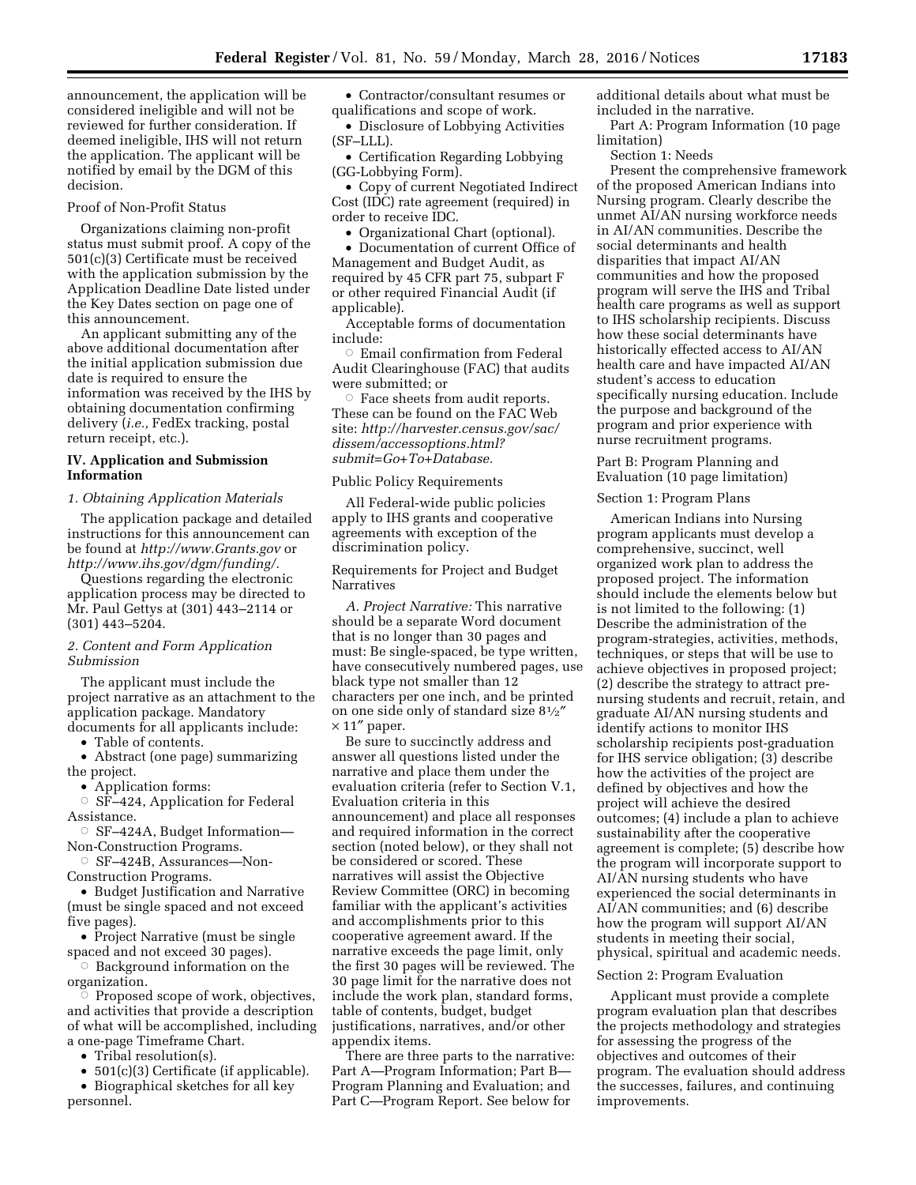announcement, the application will be considered ineligible and will not be reviewed for further consideration. If deemed ineligible, IHS will not return the application. The applicant will be notified by email by the DGM of this decision.

Proof of Non-Profit Status

Organizations claiming non-profit status must submit proof. A copy of the 501(c)(3) Certificate must be received with the application submission by the Application Deadline Date listed under the Key Dates section on page one of this announcement.

An applicant submitting any of the above additional documentation after the initial application submission due date is required to ensure the information was received by the IHS by obtaining documentation confirming delivery (*i.e.,* FedEx tracking, postal return receipt, etc.).

## IV. Application and Submission Information

### *1. Obtaining Application Materials*

The application package and detailed instructions for this announcement can be found at *http://www.Grants.gov* or *http://www.ihs.gov/dgm/funding/.*

Questions regarding the electronic application process may be directed to Mr. Paul Gettys at (301) 443–2114 or (301) 443–5204.

### *2. Content and Form Application Submission*

The applicant must include the project narrative as an attachment to the application package. Mandatory documents for all applicants include:

- Table of contents.
- Abstract (one page) summarizing the project.
- Application forms:
  - SF–424, Application for Federal Assistance.
  - SF–424A, Budget Information—Non-Construction Programs.
  - SF–424B, Assurances—Non-Construction Programs.
- Budget Justification and Narrative (must be single spaced and not exceed five pages).
- Project Narrative (must be single spaced and not exceed 30 pages).
  - Background information on the organization.
  - Proposed scope of work, objectives, and activities that provide a description of what will be accomplished, including a one-page Timeframe Chart.
- Tribal resolution(s).
- 501(c)(3) Certificate (if applicable).
- Biographical sketches for all key personnel.
- Contractor/consultant resumes or qualifications and scope of work.
- Disclosure of Lobbying Activities (SF–LLL).
- Certification Regarding Lobbying (GG-Lobbying Form).
- Copy of current Negotiated Indirect Cost (IDC) rate agreement (required) in order to receive IDC.
- Organizational Chart (optional).
- Documentation of current Office of Management and Budget Audit, as required by 45 CFR part 75, subpart F or other required Financial Audit (if applicable).

Acceptable forms of documentation include:

- Email confirmation from Federal Audit Clearinghouse (FAC) that audits were submitted; or
- Face sheets from audit reports. These can be found on the FAC Web site: *http://harvester.census.gov/sac/dissem/accessoptions.html?submit=Go+To+Database.*

Public Policy Requirements

All Federal-wide public policies apply to IHS grants and cooperative agreements with exception of the discrimination policy.

Requirements for Project and Budget Narratives

*A. Project Narrative:* This narrative should be a separate Word document that is no longer than 30 pages and must: Be single-spaced, be type written, have consecutively numbered pages, use black type not smaller than 12 characters per one inch, and be printed on one side only of standard size 8½″ × 11″ paper.

Be sure to succinctly address and answer all questions listed under the narrative and place them under the evaluation criteria (refer to Section V.1, Evaluation criteria in this announcement) and place all responses and required information in the correct section (noted below), or they shall not be considered or scored. These narratives will assist the Objective Review Committee (ORC) in becoming familiar with the applicant's activities and accomplishments prior to this cooperative agreement award. If the narrative exceeds the page limit, only the first 30 pages will be reviewed. The 30 page limit for the narrative does not include the work plan, standard forms, table of contents, budget, budget justifications, narratives, and/or other appendix items.

There are three parts to the narrative: Part A—Program Information; Part B—Program Planning and Evaluation; and Part C—Program Report. See below for additional details about what must be included in the narrative.

Part A: Program Information (10 page limitation)

Section 1: Needs

Present the comprehensive framework of the proposed American Indians into Nursing program. Clearly describe the unmet AI/AN nursing workforce needs in AI/AN communities. Describe the social determinants and health disparities that impact AI/AN communities and how the proposed program will serve the IHS and Tribal health care programs as well as support to IHS scholarship recipients. Discuss how these social determinants have historically effected access to AI/AN health care and have impacted AI/AN student's access to education specifically nursing education. Include the purpose and background of the program and prior experience with nurse recruitment programs.

Part B: Program Planning and Evaluation (10 page limitation)

Section 1: Program Plans

American Indians into Nursing program applicants must develop a comprehensive, succinct, well organized work plan to address the proposed project. The information should include the elements below but is not limited to the following: (1) Describe the administration of the program-strategies, activities, methods, techniques, or steps that will be use to achieve objectives in proposed project; (2) describe the strategy to attract pre-nursing students and recruit, retain, and graduate AI/AN nursing students and identify actions to monitor IHS scholarship recipients post-graduation for IHS service obligation; (3) describe how the activities of the project are defined by objectives and how the project will achieve the desired outcomes; (4) include a plan to achieve sustainability after the cooperative agreement is complete; (5) describe how the program will incorporate support to AI/AN nursing students who have experienced the social determinants in AI/AN communities; and (6) describe how the program will support AI/AN students in meeting their social, physical, spiritual and academic needs.

Section 2: Program Evaluation

Applicant must provide a complete program evaluation plan that describes the projects methodology and strategies for assessing the progress of the objectives and outcomes of their program. The evaluation should address the successes, failures, and continuing improvements.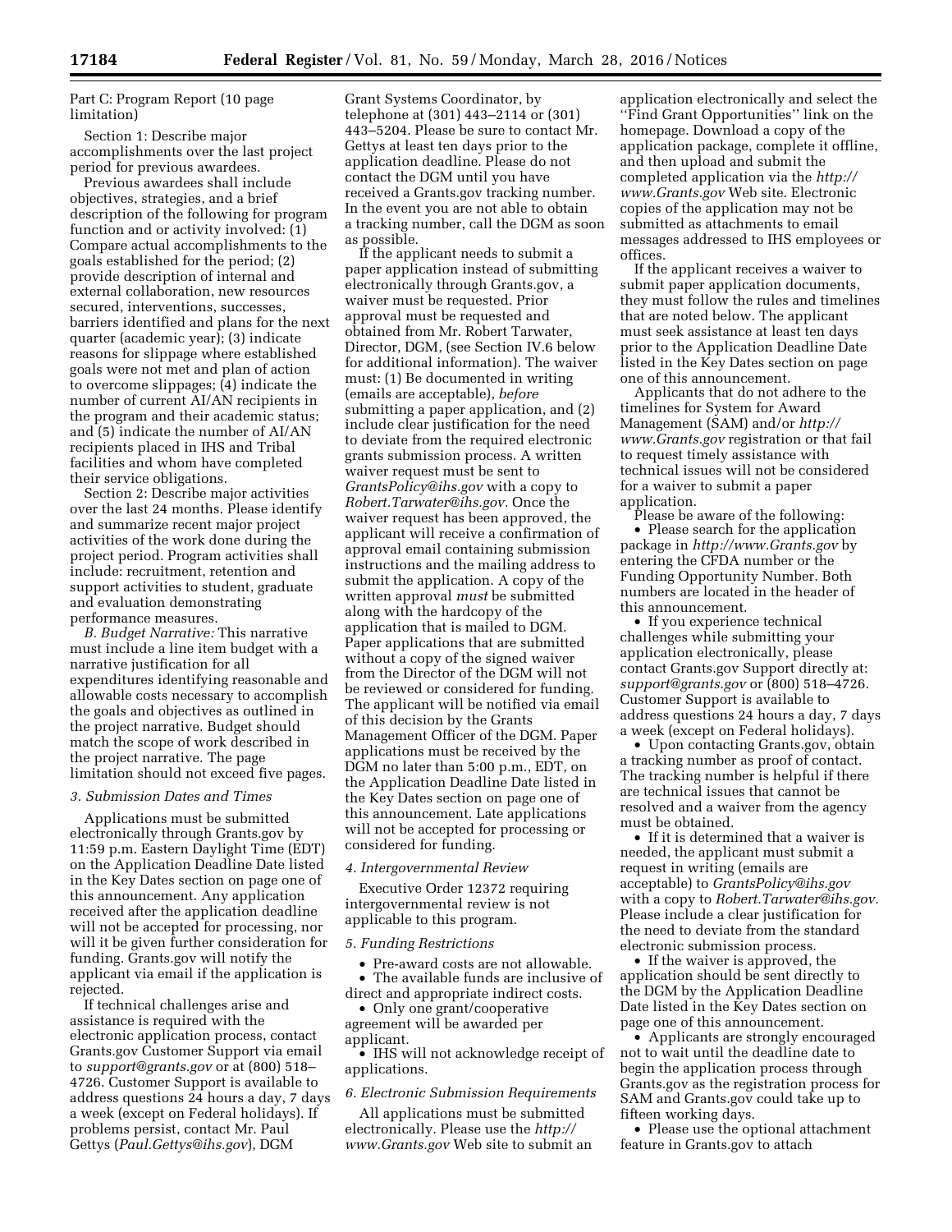Part C: Program Report (10 page limitation)

Section 1: Describe major accomplishments over the last project period for previous awardees.

Previous awardees shall include objectives, strategies, and a brief description of the following for program function and or activity involved: (1) Compare actual accomplishments to the goals established for the period; (2) provide description of internal and external collaboration, new resources secured, interventions, successes, barriers identified and plans for the next quarter (academic year); (3) indicate reasons for slippage where established goals were not met and plan of action to overcome slippages; (4) indicate the number of current AI/AN recipients in the program and their academic status; and (5) indicate the number of AI/AN recipients placed in IHS and Tribal facilities and whom have completed their service obligations.

Section 2: Describe major activities over the last 24 months. Please identify and summarize recent major project activities of the work done during the project period. Program activities shall include: recruitment, retention and support activities to student, graduate and evaluation demonstrating performance measures.

*B. Budget Narrative:* This narrative must include a line item budget with a narrative justification for all expenditures identifying reasonable and allowable costs necessary to accomplish the goals and objectives as outlined in the project narrative. Budget should match the scope of work described in the project narrative. The page limitation should not exceed five pages.

### *3. Submission Dates and Times*

Applications must be submitted electronically through Grants.gov by 11:59 p.m. Eastern Daylight Time (EDT) on the Application Deadline Date listed in the Key Dates section on page one of this announcement. Any application received after the application deadline will not be accepted for processing, nor will it be given further consideration for funding. Grants.gov will notify the applicant via email if the application is rejected.

If technical challenges arise and assistance is required with the electronic application process, contact Grants.gov Customer Support via email to *support@grants.gov* or at (800) 518–4726. Customer Support is available to address questions 24 hours a day, 7 days a week (except on Federal holidays). If problems persist, contact Mr. Paul Gettys (*Paul.Gettys@ihs.gov*), DGM Grant Systems Coordinator, by telephone at (301) 443–2114 or (301) 443–5204. Please be sure to contact Mr. Gettys at least ten days prior to the application deadline. Please do not contact the DGM until you have received a Grants.gov tracking number. In the event you are not able to obtain a tracking number, call the DGM as soon as possible.

If the applicant needs to submit a paper application instead of submitting electronically through Grants.gov, a waiver must be requested. Prior approval must be requested and obtained from Mr. Robert Tarwater, Director, DGM, (see Section IV.6 below for additional information). The waiver must: (1) Be documented in writing (emails are acceptable), *before* submitting a paper application, and (2) include clear justification for the need to deviate from the required electronic grants submission process. A written waiver request must be sent to *GrantsPolicy@ihs.gov* with a copy to *Robert.Tarwater@ihs.gov.* Once the waiver request has been approved, the applicant will receive a confirmation of approval email containing submission instructions and the mailing address to submit the application. A copy of the written approval *must* be submitted along with the hardcopy of the application that is mailed to DGM. Paper applications that are submitted without a copy of the signed waiver from the Director of the DGM will not be reviewed or considered for funding. The applicant will be notified via email of this decision by the Grants Management Officer of the DGM. Paper applications must be received by the DGM no later than 5:00 p.m., EDT, on the Application Deadline Date listed in the Key Dates section on page one of this announcement. Late applications will not be accepted for processing or considered for funding.

### *4. Intergovernmental Review*

Executive Order 12372 requiring intergovernmental review is not applicable to this program.

### *5. Funding Restrictions*

- Pre-award costs are not allowable.
- The available funds are inclusive of direct and appropriate indirect costs.
- Only one grant/cooperative agreement will be awarded per applicant.
- IHS will not acknowledge receipt of applications.

### *6. Electronic Submission Requirements*

All applications must be submitted electronically. Please use the *http://www.Grants.gov* Web site to submit an application electronically and select the ''Find Grant Opportunities'' link on the homepage. Download a copy of the application package, complete it offline, and then upload and submit the completed application via the *http://www.Grants.gov* Web site. Electronic copies of the application may not be submitted as attachments to email messages addressed to IHS employees or offices.

If the applicant receives a waiver to submit paper application documents, they must follow the rules and timelines that are noted below. The applicant must seek assistance at least ten days prior to the Application Deadline Date listed in the Key Dates section on page one of this announcement.

Applicants that do not adhere to the timelines for System for Award Management (SAM) and/or *http://www.Grants.gov* registration or that fail to request timely assistance with technical issues will not be considered for a waiver to submit a paper application.

Please be aware of the following:

- Please search for the application package in *http://www.Grants.gov* by entering the CFDA number or the Funding Opportunity Number. Both numbers are located in the header of this announcement.
- If you experience technical challenges while submitting your application electronically, please contact Grants.gov Support directly at: *support@grants.gov* or (800) 518–4726. Customer Support is available to address questions 24 hours a day, 7 days a week (except on Federal holidays).
- Upon contacting Grants.gov, obtain a tracking number as proof of contact. The tracking number is helpful if there are technical issues that cannot be resolved and a waiver from the agency must be obtained.
- If it is determined that a waiver is needed, the applicant must submit a request in writing (emails are acceptable) to *GrantsPolicy@ihs.gov* with a copy to *Robert.Tarwater@ihs.gov.* Please include a clear justification for the need to deviate from the standard electronic submission process.
- If the waiver is approved, the application should be sent directly to the DGM by the Application Deadline Date listed in the Key Dates section on page one of this announcement.
- Applicants are strongly encouraged not to wait until the deadline date to begin the application process through Grants.gov as the registration process for SAM and Grants.gov could take up to fifteen working days.
- Please use the optional attachment feature in Grants.gov to attach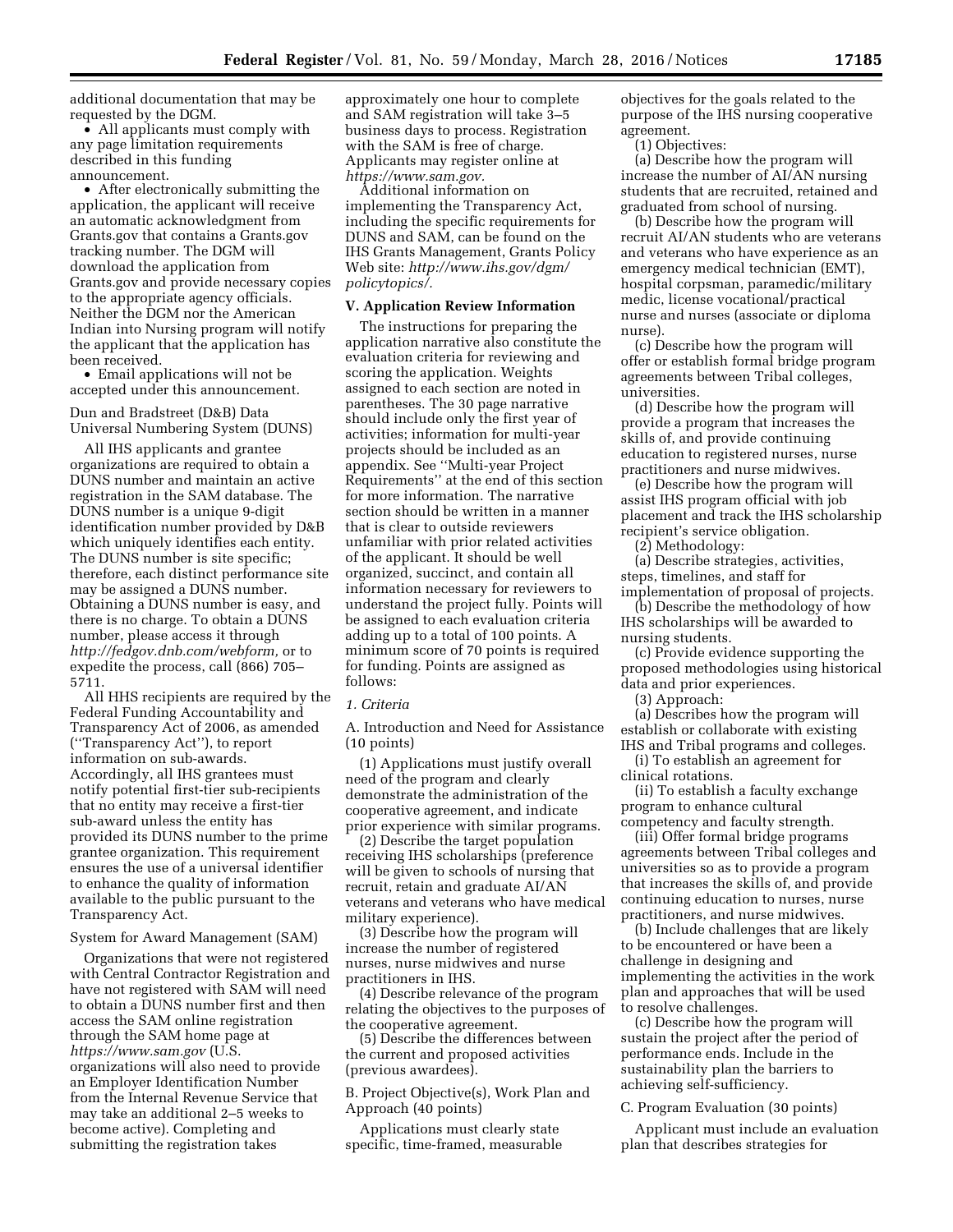additional documentation that may be requested by the DGM.

- All applicants must comply with any page limitation requirements described in this funding announcement.
- After electronically submitting the application, the applicant will receive an automatic acknowledgment from Grants.gov that contains a Grants.gov tracking number. The DGM will download the application from Grants.gov and provide necessary copies to the appropriate agency officials. Neither the DGM nor the American Indian into Nursing program will notify the applicant that the application has been received.
- Email applications will not be accepted under this announcement.

Dun and Bradstreet (D&B) Data Universal Numbering System (DUNS)

All IHS applicants and grantee organizations are required to obtain a DUNS number and maintain an active registration in the SAM database. The DUNS number is a unique 9-digit identification number provided by D&B which uniquely identifies each entity. The DUNS number is site specific; therefore, each distinct performance site may be assigned a DUNS number. Obtaining a DUNS number is easy, and there is no charge. To obtain a DUNS number, please access it through *http://fedgov.dnb.com/webform,* or to expedite the process, call (866) 705–5711.

All HHS recipients are required by the Federal Funding Accountability and Transparency Act of 2006, as amended (''Transparency Act''), to report information on sub-awards. Accordingly, all IHS grantees must notify potential first-tier sub-recipients that no entity may receive a first-tier sub-award unless the entity has provided its DUNS number to the prime grantee organization. This requirement ensures the use of a universal identifier to enhance the quality of information available to the public pursuant to the Transparency Act.

System for Award Management (SAM)

Organizations that were not registered with Central Contractor Registration and have not registered with SAM will need to obtain a DUNS number first and then access the SAM online registration through the SAM home page at *https://www.sam.gov* (U.S. organizations will also need to provide an Employer Identification Number from the Internal Revenue Service that may take an additional 2–5 weeks to become active). Completing and submitting the registration takes approximately one hour to complete and SAM registration will take 3–5 business days to process. Registration with the SAM is free of charge. Applicants may register online at *https://www.sam.gov.*

Additional information on implementing the Transparency Act, including the specific requirements for DUNS and SAM, can be found on the IHS Grants Management, Grants Policy Web site: *http://www.ihs.gov/dgm/policytopics/.*

## V. Application Review Information

The instructions for preparing the application narrative also constitute the evaluation criteria for reviewing and scoring the application. Weights assigned to each section are noted in parentheses. The 30 page narrative should include only the first year of activities; information for multi-year projects should be included as an appendix. See ''Multi-year Project Requirements'' at the end of this section for more information. The narrative section should be written in a manner that is clear to outside reviewers unfamiliar with prior related activities of the applicant. It should be well organized, succinct, and contain all information necessary for reviewers to understand the project fully. Points will be assigned to each evaluation criteria adding up to a total of 100 points. A minimum score of 70 points is required for funding. Points are assigned as follows:

*1. Criteria*

A. Introduction and Need for Assistance (10 points)

(1) Applications must justify overall need of the program and clearly demonstrate the administration of the cooperative agreement, and indicate prior experience with similar programs.

(2) Describe the target population receiving IHS scholarships (preference will be given to schools of nursing that recruit, retain and graduate AI/AN veterans and veterans who have medical military experience).

(3) Describe how the program will increase the number of registered nurses, nurse midwives and nurse practitioners in IHS.

(4) Describe relevance of the program relating the objectives to the purposes of the cooperative agreement.

(5) Describe the differences between the current and proposed activities (previous awardees).

B. Project Objective(s), Work Plan and Approach (40 points)

Applications must clearly state specific, time-framed, measurable objectives for the goals related to the purpose of the IHS nursing cooperative agreement.

(1) Objectives:

(a) Describe how the program will increase the number of AI/AN nursing students that are recruited, retained and graduated from school of nursing.

(b) Describe how the program will recruit AI/AN students who are veterans and veterans who have experience as an emergency medical technician (EMT), hospital corpsman, paramedic/military medic, license vocational/practical nurse and nurses (associate or diploma nurse).

(c) Describe how the program will offer or establish formal bridge program agreements between Tribal colleges, universities.

(d) Describe how the program will provide a program that increases the skills of, and provide continuing education to registered nurses, nurse practitioners and nurse midwives.

(e) Describe how the program will assist IHS program official with job placement and track the IHS scholarship recipient's service obligation.

(2) Methodology:

(a) Describe strategies, activities, steps, timelines, and staff for implementation of proposal of projects.

(b) Describe the methodology of how IHS scholarships will be awarded to nursing students.

(c) Provide evidence supporting the proposed methodologies using historical data and prior experiences.

(3) Approach:

(a) Describes how the program will establish or collaborate with existing IHS and Tribal programs and colleges.

(i) To establish an agreement for clinical rotations.

(ii) To establish a faculty exchange program to enhance cultural competency and faculty strength.

(iii) Offer formal bridge programs agreements between Tribal colleges and universities so as to provide a program that increases the skills of, and provide continuing education to nurses, nurse practitioners, and nurse midwives.

(b) Include challenges that are likely to be encountered or have been a challenge in designing and implementing the activities in the work plan and approaches that will be used to resolve challenges.

(c) Describe how the program will sustain the project after the period of performance ends. Include in the sustainability plan the barriers to achieving self-sufficiency.

C. Program Evaluation (30 points)

Applicant must include an evaluation plan that describes strategies for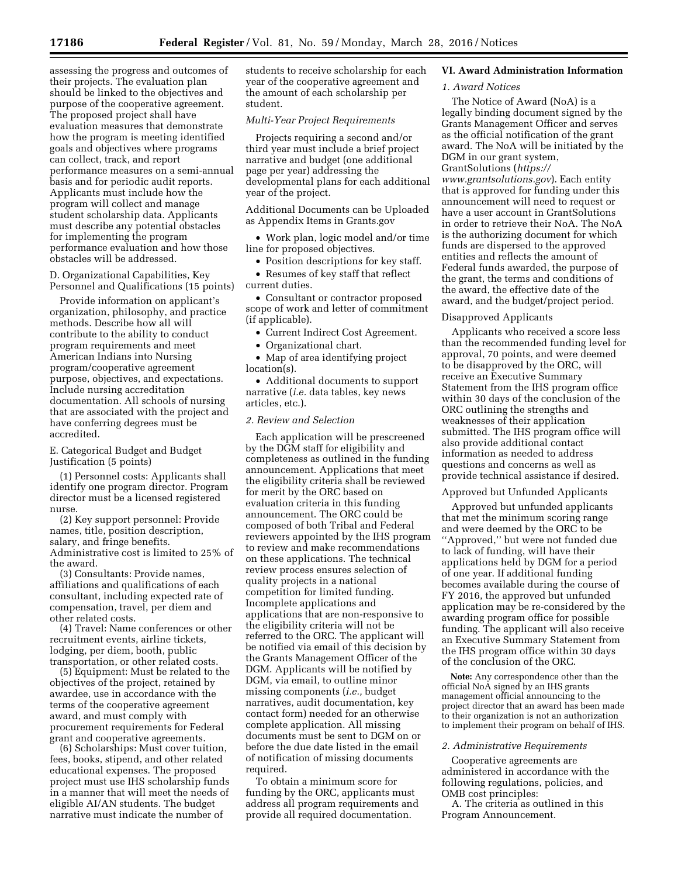assessing the progress and outcomes of their projects. The evaluation plan should be linked to the objectives and purpose of the cooperative agreement. The proposed project shall have evaluation measures that demonstrate how the program is meeting identified goals and objectives where programs can collect, track, and report performance measures on a semi-annual basis and for periodic audit reports. Applicants must include how the program will collect and manage student scholarship data. Applicants must describe any potential obstacles for implementing the program performance evaluation and how those obstacles will be addressed.

D. Organizational Capabilities, Key Personnel and Qualifications (15 points)

Provide information on applicant's organization, philosophy, and practice methods. Describe how all will contribute to the ability to conduct program requirements and meet American Indians into Nursing program/cooperative agreement purpose, objectives, and expectations. Include nursing accreditation documentation. All schools of nursing that are associated with the project and have conferring degrees must be accredited.

E. Categorical Budget and Budget Justification (5 points)

(1) Personnel costs: Applicants shall identify one program director. Program director must be a licensed registered nurse.

(2) Key support personnel: Provide names, title, position description, salary, and fringe benefits. Administrative cost is limited to 25% of the award.

(3) Consultants: Provide names, affiliations and qualifications of each consultant, including expected rate of compensation, travel, per diem and other related costs.

(4) Travel: Name conferences or other recruitment events, airline tickets, lodging, per diem, booth, public transportation, or other related costs.

(5) Equipment: Must be related to the objectives of the project, retained by awardee, use in accordance with the terms of the cooperative agreement award, and must comply with procurement requirements for Federal grant and cooperative agreements.

(6) Scholarships: Must cover tuition, fees, books, stipend, and other related educational expenses. The proposed project must use IHS scholarship funds in a manner that will meet the needs of eligible AI/AN students. The budget narrative must indicate the number of students to receive scholarship for each year of the cooperative agreement and the amount of each scholarship per student.

*Multi-Year Project Requirements*

Projects requiring a second and/or third year must include a brief project narrative and budget (one additional page per year) addressing the developmental plans for each additional year of the project.

Additional Documents can be Uploaded as Appendix Items in Grants.gov

- Work plan, logic model and/or time line for proposed objectives.
- Position descriptions for key staff.
- Resumes of key staff that reflect current duties.
- Consultant or contractor proposed scope of work and letter of commitment (if applicable).
- Current Indirect Cost Agreement.
- Organizational chart.
- Map of area identifying project location(s).
- Additional documents to support narrative (*i.e.* data tables, key news articles, etc.).

*2. Review and Selection*

Each application will be prescreened by the DGM staff for eligibility and completeness as outlined in the funding announcement. Applications that meet the eligibility criteria shall be reviewed for merit by the ORC based on evaluation criteria in this funding announcement. The ORC could be composed of both Tribal and Federal reviewers appointed by the IHS program to review and make recommendations on these applications. The technical review process ensures selection of quality projects in a national competition for limited funding. Incomplete applications and applications that are non-responsive to the eligibility criteria will not be referred to the ORC. The applicant will be notified via email of this decision by the Grants Management Officer of the DGM. Applicants will be notified by DGM, via email, to outline minor missing components (*i.e.,* budget narratives, audit documentation, key contact form) needed for an otherwise complete application. All missing documents must be sent to DGM on or before the due date listed in the email of notification of missing documents required.

To obtain a minimum score for funding by the ORC, applicants must address all program requirements and provide all required documentation.

## VI. Award Administration Information

*1. Award Notices*

The Notice of Award (NoA) is a legally binding document signed by the Grants Management Officer and serves as the official notification of the grant award. The NoA will be initiated by the DGM in our grant system, GrantSolutions (*https://www.grantsolutions.gov*). Each entity that is approved for funding under this announcement will need to request or have a user account in GrantSolutions in order to retrieve their NoA. The NoA is the authorizing document for which funds are dispersed to the approved entities and reflects the amount of Federal funds awarded, the purpose of the grant, the terms and conditions of the award, the effective date of the award, and the budget/project period.

Disapproved Applicants

Applicants who received a score less than the recommended funding level for approval, 70 points, and were deemed to be disapproved by the ORC, will receive an Executive Summary Statement from the IHS program office within 30 days of the conclusion of the ORC outlining the strengths and weaknesses of their application submitted. The IHS program office will also provide additional contact information as needed to address questions and concerns as well as provide technical assistance if desired.

Approved but Unfunded Applicants

Approved but unfunded applicants that met the minimum scoring range and were deemed by the ORC to be "Approved," but were not funded due to lack of funding, will have their applications held by DGM for a period of one year. If additional funding becomes available during the course of FY 2016, the approved but unfunded application may be re-considered by the awarding program office for possible funding. The applicant will also receive an Executive Summary Statement from the IHS program office within 30 days of the conclusion of the ORC.

**Note:** Any correspondence other than the official NoA signed by an IHS grants management official announcing to the project director that an award has been made to their organization is not an authorization to implement their program on behalf of IHS.

*2. Administrative Requirements*

Cooperative agreements are administered in accordance with the following regulations, policies, and OMB cost principles:

A. The criteria as outlined in this Program Announcement.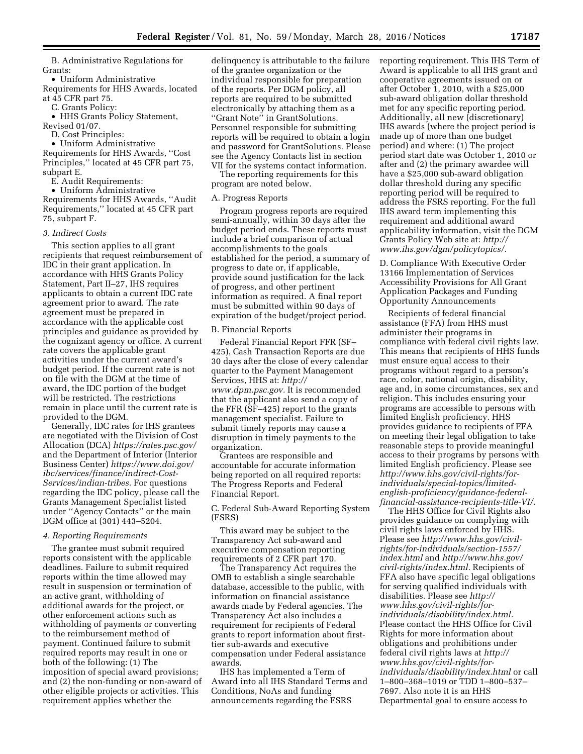B. Administrative Regulations for Grants:

- Uniform Administrative Requirements for HHS Awards, located at 45 CFR part 75.

C. Grants Policy:

- HHS Grants Policy Statement, Revised 01/07.

D. Cost Principles:

- Uniform Administrative Requirements for HHS Awards, ''Cost Principles,'' located at 45 CFR part 75, subpart E.

E. Audit Requirements:

- Uniform Administrative Requirements for HHS Awards, ''Audit Requirements,'' located at 45 CFR part 75, subpart F.

### *3. Indirect Costs*

This section applies to all grant recipients that request reimbursement of IDC in their grant application. In accordance with HHS Grants Policy Statement, Part II–27, IHS requires applicants to obtain a current IDC rate agreement prior to award. The rate agreement must be prepared in accordance with the applicable cost principles and guidance as provided by the cognizant agency or office. A current rate covers the applicable grant activities under the current award's budget period. If the current rate is not on file with the DGM at the time of award, the IDC portion of the budget will be restricted. The restrictions remain in place until the current rate is provided to the DGM.

Generally, IDC rates for IHS grantees are negotiated with the Division of Cost Allocation (DCA) *https://rates.psc.gov/* and the Department of Interior (Interior Business Center) *https://www.doi.gov/ibc/services/finance/indirect-Cost-Services/indian-tribes.* For questions regarding the IDC policy, please call the Grants Management Specialist listed under ''Agency Contacts'' or the main DGM office at (301) 443–5204.

### *4. Reporting Requirements*

The grantee must submit required reports consistent with the applicable deadlines. Failure to submit required reports within the time allowed may result in suspension or termination of an active grant, withholding of additional awards for the project, or other enforcement actions such as withholding of payments or converting to the reimbursement method of payment. Continued failure to submit required reports may result in one or both of the following: (1) The imposition of special award provisions; and (2) the non-funding or non-award of other eligible projects or activities. This requirement applies whether the delinquency is attributable to the failure of the grantee organization or the individual responsible for preparation of the reports. Per DGM policy, all reports are required to be submitted electronically by attaching them as a ''Grant Note'' in GrantSolutions. Personnel responsible for submitting reports will be required to obtain a login and password for GrantSolutions. Please see the Agency Contacts list in section VII for the systems contact information.

The reporting requirements for this program are noted below.

A. Progress Reports

Program progress reports are required semi-annually, within 30 days after the budget period ends. These reports must include a brief comparison of actual accomplishments to the goals established for the period, a summary of progress to date or, if applicable, provide sound justification for the lack of progress, and other pertinent information as required. A final report must be submitted within 90 days of expiration of the budget/project period.

B. Financial Reports

Federal Financial Report FFR (SF–425), Cash Transaction Reports are due 30 days after the close of every calendar quarter to the Payment Management Services, HHS at: *http://www.dpm.psc.gov.* It is recommended that the applicant also send a copy of the FFR (SF–425) report to the grants management specialist. Failure to submit timely reports may cause a disruption in timely payments to the organization.

Grantees are responsible and accountable for accurate information being reported on all required reports: The Progress Reports and Federal Financial Report.

C. Federal Sub-Award Reporting System (FSRS)

This award may be subject to the Transparency Act sub-award and executive compensation reporting requirements of 2 CFR part 170.

The Transparency Act requires the OMB to establish a single searchable database, accessible to the public, with information on financial assistance awards made by Federal agencies. The Transparency Act also includes a requirement for recipients of Federal grants to report information about first-tier sub-awards and executive compensation under Federal assistance awards.

IHS has implemented a Term of Award into all IHS Standard Terms and Conditions, NoAs and funding announcements regarding the FSRS reporting requirement. This IHS Term of Award is applicable to all IHS grant and cooperative agreements issued on or after October 1, 2010, with a $25,000 sub-award obligation dollar threshold met for any specific reporting period. Additionally, all new (discretionary) IHS awards (where the project period is made up of more than one budget period) and where: (1) The project period start date was October 1, 2010 or after and (2) the primary awardee will have a $25,000 sub-award obligation dollar threshold during any specific reporting period will be required to address the FSRS reporting. For the full IHS award term implementing this requirement and additional award applicability information, visit the DGM Grants Policy Web site at: *http://www.ihs.gov/dgm/policytopics/.*

D. Compliance With Executive Order 13166 Implementation of Services Accessibility Provisions for All Grant Application Packages and Funding Opportunity Announcements

Recipients of federal financial assistance (FFA) from HHS must administer their programs in compliance with federal civil rights law. This means that recipients of HHS funds must ensure equal access to their programs without regard to a person's race, color, national origin, disability, age and, in some circumstances, sex and religion. This includes ensuring your programs are accessible to persons with limited English proficiency. HHS provides guidance to recipients of FFA on meeting their legal obligation to take reasonable steps to provide meaningful access to their programs by persons with limited English proficiency. Please see *http://www.hhs.gov/civil-rights/for-individuals/special-topics/limited-english-proficiency/guidance-federal-financial-assistance-recipients-title-VI/.*

The HHS Office for Civil Rights also provides guidance on complying with civil rights laws enforced by HHS. Please see *http://www.hhs.gov/civil-rights/for-individuals/section-1557/index.html* and *http://www.hhs.gov/civil-rights/index.html.* Recipients of FFA also have specific legal obligations for serving qualified individuals with disabilities. Please see *http://www.hhs.gov/civil-rights/for-individuals/disability/index.html.* Please contact the HHS Office for Civil Rights for more information about obligations and prohibitions under federal civil rights laws at *http://www.hhs.gov/civil-rights/for-individuals/disability/index.html* or call 1–800–368–1019 or TDD 1–800–537–7697. Also note it is an HHS Departmental goal to ensure access to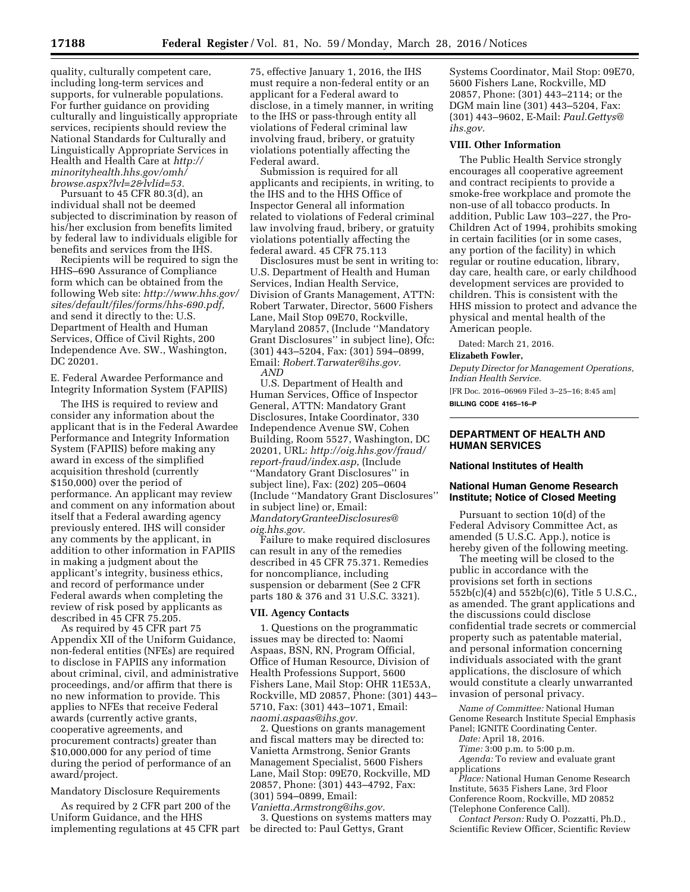quality, culturally competent care, including long-term services and supports, for vulnerable populations. For further guidance on providing culturally and linguistically appropriate services, recipients should review the National Standards for Culturally and Linguistically Appropriate Services in Health and Health Care at *http://minorityhealth.hhs.gov/omh/browse.aspx?lvl=2&lvlid=53.*

Pursuant to 45 CFR 80.3(d), an individual shall not be deemed subjected to discrimination by reason of his/her exclusion from benefits limited by federal law to individuals eligible for benefits and services from the IHS.

Recipients will be required to sign the HHS–690 Assurance of Compliance form which can be obtained from the following Web site: *http://www.hhs.gov/sites/default/files/forms/hhs-690.pdf,* and send it directly to the: U.S. Department of Health and Human Services, Office of Civil Rights, 200 Independence Ave. SW., Washington, DC 20201.

E. Federal Awardee Performance and Integrity Information System (FAPIIS)

The IHS is required to review and consider any information about the applicant that is in the Federal Awardee Performance and Integrity Information System (FAPIIS) before making any award in excess of the simplified acquisition threshold (currently $150,000) over the period of performance. An applicant may review and comment on any information about itself that a Federal awarding agency previously entered. IHS will consider any comments by the applicant, in addition to other information in FAPIIS in making a judgment about the applicant's integrity, business ethics, and record of performance under Federal awards when completing the review of risk posed by applicants as described in 45 CFR 75.205.

As required by 45 CFR part 75 Appendix XII of the Uniform Guidance, non-federal entities (NFEs) are required to disclose in FAPIIS any information about criminal, civil, and administrative proceedings, and/or affirm that there is no new information to provide. This applies to NFEs that receive Federal awards (currently active grants, cooperative agreements, and procurement contracts) greater than $10,000,000 for any period of time during the period of performance of an award/project.

Mandatory Disclosure Requirements

As required by 2 CFR part 200 of the Uniform Guidance, and the HHS implementing regulations at 45 CFR part 75, effective January 1, 2016, the IHS must require a non-federal entity or an applicant for a Federal award to disclose, in a timely manner, in writing to the IHS or pass-through entity all violations of Federal criminal law involving fraud, bribery, or gratuity violations potentially affecting the Federal award.

Submission is required for all applicants and recipients, in writing, to the IHS and to the HHS Office of Inspector General all information related to violations of Federal criminal law involving fraud, bribery, or gratuity violations potentially affecting the federal award. 45 CFR 75.113

Disclosures must be sent in writing to: U.S. Department of Health and Human Services, Indian Health Service, Division of Grants Management, ATTN: Robert Tarwater, Director, 5600 Fishers Lane, Mail Stop 09E70, Rockville, Maryland 20857, (Include ''Mandatory Grant Disclosures'' in subject line), Ofc: (301) 443–5204, Fax: (301) 594–0899, Email: *Robert.Tarwater@ihs.gov.*

*AND*

U.S. Department of Health and Human Services, Office of Inspector General, ATTN: Mandatory Grant Disclosures, Intake Coordinator, 330 Independence Avenue SW, Cohen Building, Room 5527, Washington, DC 20201, URL: *http://oig.hhs.gov/fraud/report-fraud/index.asp*, (Include ''Mandatory Grant Disclosures'' in subject line), Fax: (202) 205–0604 (Include ''Mandatory Grant Disclosures'' in subject line) or, Email: *MandatoryGranteeDisclosures@oig.hhs.gov.*

Failure to make required disclosures can result in any of the remedies described in 45 CFR 75.371. Remedies for noncompliance, including suspension or debarment (See 2 CFR parts 180 & 376 and 31 U.S.C. 3321).

## VII. Agency Contacts

1. Questions on the programmatic issues may be directed to: Naomi Aspaas, BSN, RN, Program Official, Office of Human Resource, Division of Health Professions Support, 5600 Fishers Lane, Mail Stop: OHR 11E53A, Rockville, MD 20857, Phone: (301) 443–5710, Fax: (301) 443–1071, Email: *naomi.aspaas@ihs.gov.*

2. Questions on grants management and fiscal matters may be directed to: Vanietta Armstrong, Senior Grants Management Specialist, 5600 Fishers Lane, Mail Stop: 09E70, Rockville, MD 20857, Phone: (301) 443–4792, Fax: (301) 594–0899, Email: *Vanietta.Armstrong@ihs.gov.*

3. Questions on systems matters may be directed to: Paul Gettys, Grant Systems Coordinator, Mail Stop: 09E70, 5600 Fishers Lane, Rockville, MD 20857, Phone: (301) 443–2114; or the DGM main line (301) 443–5204, Fax: (301) 443–9602, E-Mail: *Paul.Gettys@ihs.gov.*

## VIII. Other Information

The Public Health Service strongly encourages all cooperative agreement and contract recipients to provide a smoke-free workplace and promote the non-use of all tobacco products. In addition, Public Law 103–227, the Pro-Children Act of 1994, prohibits smoking in certain facilities (or in some cases, any portion of the facility) in which regular or routine education, library, day care, health care, or early childhood development services are provided to children. This is consistent with the HHS mission to protect and advance the physical and mental health of the American people.

Dated: March 21, 2016.

**Elizabeth Fowler,**

*Deputy Director for Management Operations, Indian Health Service.*

[FR Doc. 2016–06969 Filed 3–25–16; 8:45 am]

**BILLING CODE 4165–16–P**

---

# DEPARTMENT OF HEALTH AND HUMAN SERVICES

## National Institutes of Health

## National Human Genome Research Institute; Notice of Closed Meeting

Pursuant to section 10(d) of the Federal Advisory Committee Act, as amended (5 U.S.C. App.), notice is hereby given of the following meeting.

The meeting will be closed to the public in accordance with the provisions set forth in sections 552b(c)(4) and 552b(c)(6), Title 5 U.S.C., as amended. The grant applications and the discussions could disclose confidential trade secrets or commercial property such as patentable material, and personal information concerning individuals associated with the grant applications, the disclosure of which would constitute a clearly unwarranted invasion of personal privacy.

*Name of Committee:* National Human Genome Research Institute Special Emphasis Panel; IGNITE Coordinating Center.

*Date:* April 18, 2016.

*Time:* 3:00 p.m. to 5:00 p.m.

*Agenda:* To review and evaluate grant applications

*Place:* National Human Genome Research Institute, 5635 Fishers Lane, 3rd Floor Conference Room, Rockville, MD 20852 (Telephone Conference Call).

*Contact Person:* Rudy O. Pozzatti, Ph.D., Scientific Review Officer, Scientific Review